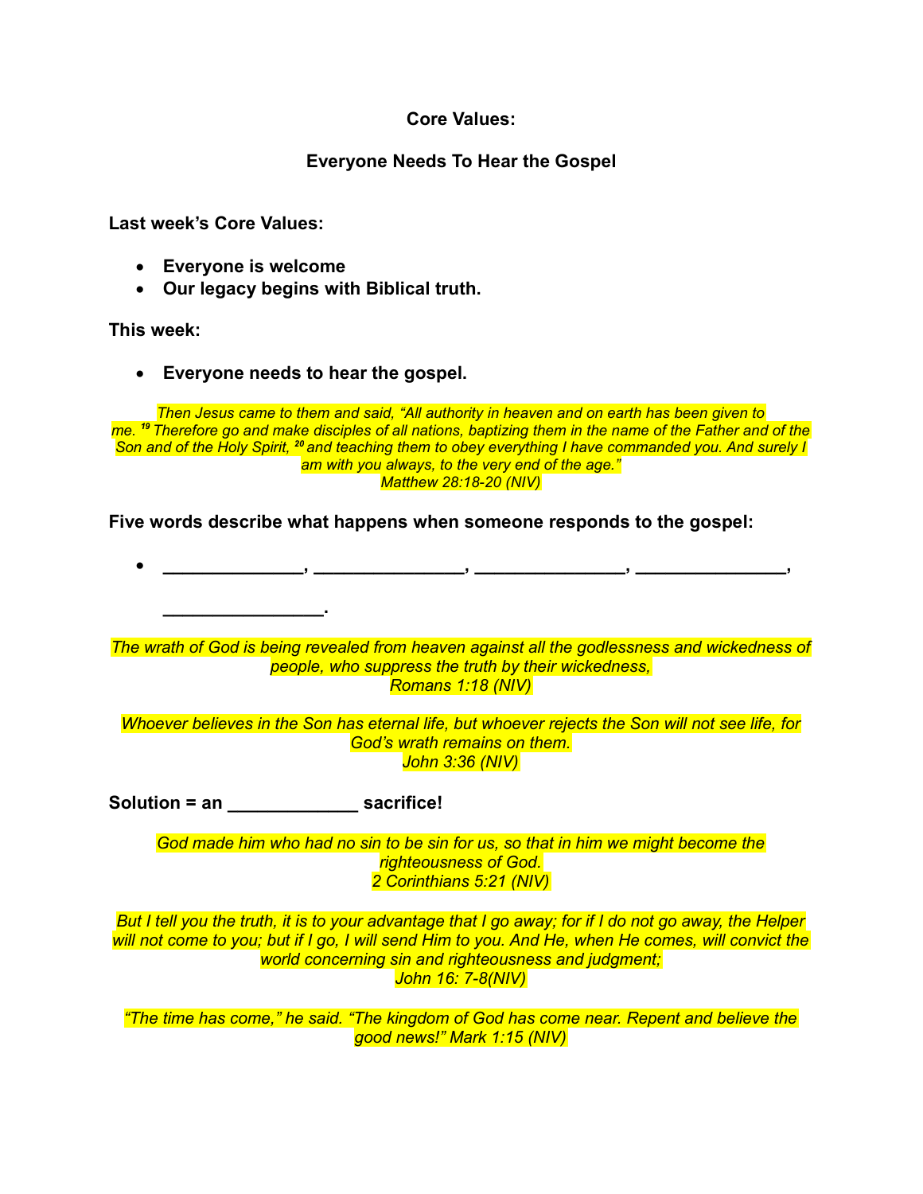**Core Values:**

**Everyone Needs To Hear the Gospel**

**Last week's Core Values:**

- **Everyone is welcome**
- **Our legacy begins with Biblical truth.**

**This week:**

- **Everyone needs to hear the gospel.**

*Then Jesus came to them and said, "All authority in heaven and on earth has been given to me. [19] Therefore go and make disciples of all nations, baptizing them in the name of the Father and of the Son and of the Holy Spirit, [20] and teaching them to obey everything I have commanded you. And surely I am with you always, to the very end of the age."*
*Matthew 28:18-20 (NIV)*

**Five words describe what happens when someone responds to the gospel:**

- **______________, _______________, _______________, _______________, ________________.**

*The wrath of God is being revealed from heaven against all the godlessness and wickedness of people, who suppress the truth by their wickedness,*
*Romans 1:18 (NIV)*

*Whoever believes in the Son has eternal life, but whoever rejects the Son will not see life, for God's wrath remains on them.*
*John 3:36 (NIV)*

**Solution = an _____________ sacrifice!**

*God made him who had no sin to be sin for us, so that in him we might become the righteousness of God.*
*2 Corinthians 5:21 (NIV)*

*But I tell you the truth, it is to your advantage that I go away; for if I do not go away, the Helper will not come to you; but if I go, I will send Him to you. And He, when He comes, will convict the world concerning sin and righteousness and judgment;*
*John 16: 7-8(NIV)*

*"The time has come," he said. "The kingdom of God has come near. Repent and believe the good news!" Mark 1:15 (NIV)*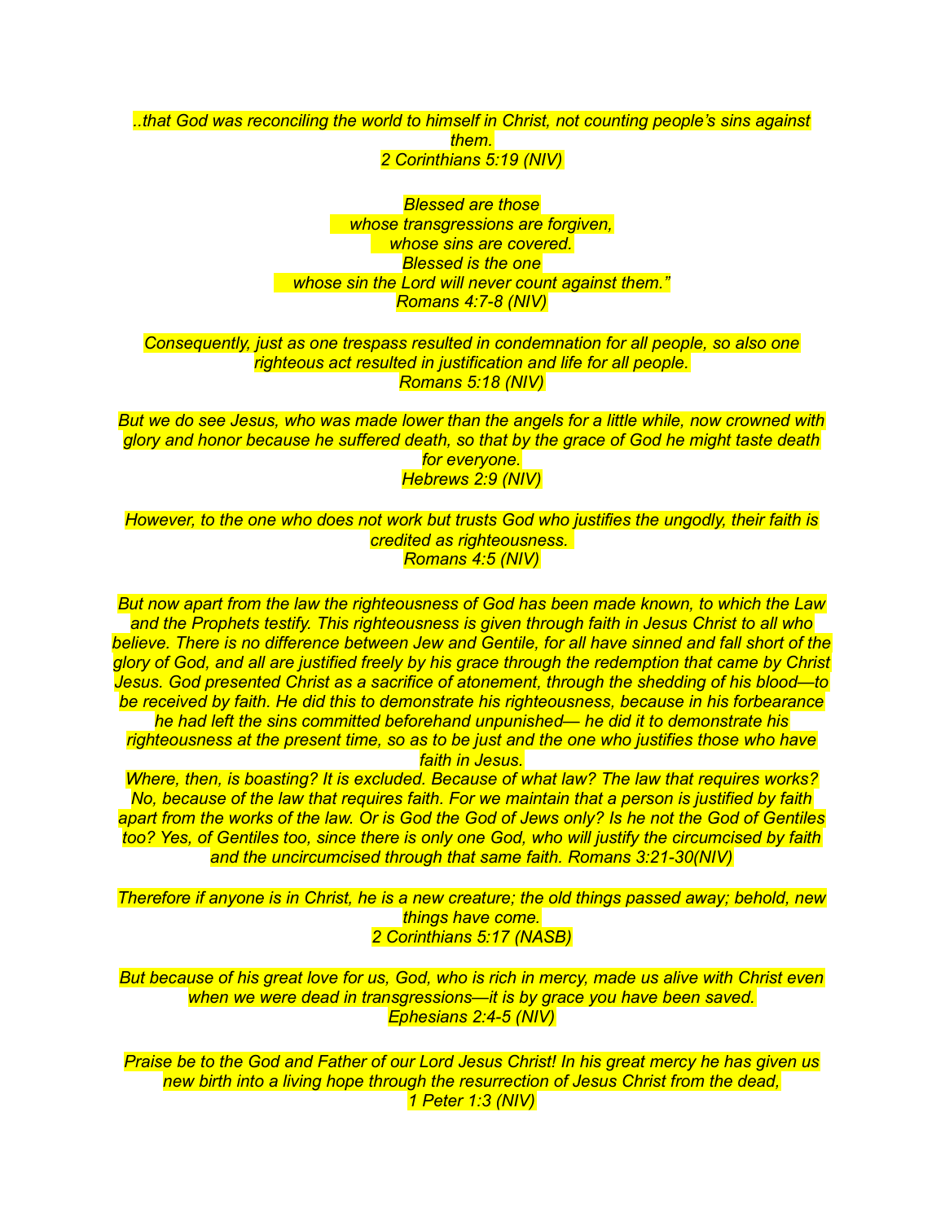*..that God was reconciling the world to himself in Christ, not counting people's sins against them.*
*2 Corinthians 5:19 (NIV)*

*Blessed are those*
*whose transgressions are forgiven,*
*whose sins are covered.*
*Blessed is the one*
*whose sin the Lord will never count against them."*
*Romans 4:7-8 (NIV)*

*Consequently, just as one trespass resulted in condemnation for all people, so also one righteous act resulted in justification and life for all people.*
*Romans 5:18 (NIV)*

*But we do see Jesus, who was made lower than the angels for a little while, now crowned with glory and honor because he suffered death, so that by the grace of God he might taste death for everyone.*
*Hebrews 2:9 (NIV)*

*However, to the one who does not work but trusts God who justifies the ungodly, their faith is credited as righteousness.*
*Romans 4:5 (NIV)*

*But now apart from the law the righteousness of God has been made known, to which the Law and the Prophets testify. This righteousness is given through faith in Jesus Christ to all who believe. There is no difference between Jew and Gentile, for all have sinned and fall short of the glory of God, and all are justified freely by his grace through the redemption that came by Christ Jesus. God presented Christ as a sacrifice of atonement, through the shedding of his blood—to be received by faith. He did this to demonstrate his righteousness, because in his forbearance he had left the sins committed beforehand unpunished— he did it to demonstrate his righteousness at the present time, so as to be just and the one who justifies those who have faith in Jesus.*
*Where, then, is boasting? It is excluded. Because of what law? The law that requires works? No, because of the law that requires faith. For we maintain that a person is justified by faith apart from the works of the law. Or is God the God of Jews only? Is he not the God of Gentiles too? Yes, of Gentiles too, since there is only one God, who will justify the circumcised by faith and the uncircumcised through that same faith. Romans 3:21-30(NIV)*

*Therefore if anyone is in Christ, he is a new creature; the old things passed away; behold, new things have come.*
*2 Corinthians 5:17 (NASB)*

*But because of his great love for us, God, who is rich in mercy, made us alive with Christ even when we were dead in transgressions—it is by grace you have been saved.*
*Ephesians 2:4-5 (NIV)*

*Praise be to the God and Father of our Lord Jesus Christ! In his great mercy he has given us new birth into a living hope through the resurrection of Jesus Christ from the dead,*
*1 Peter 1:3 (NIV)*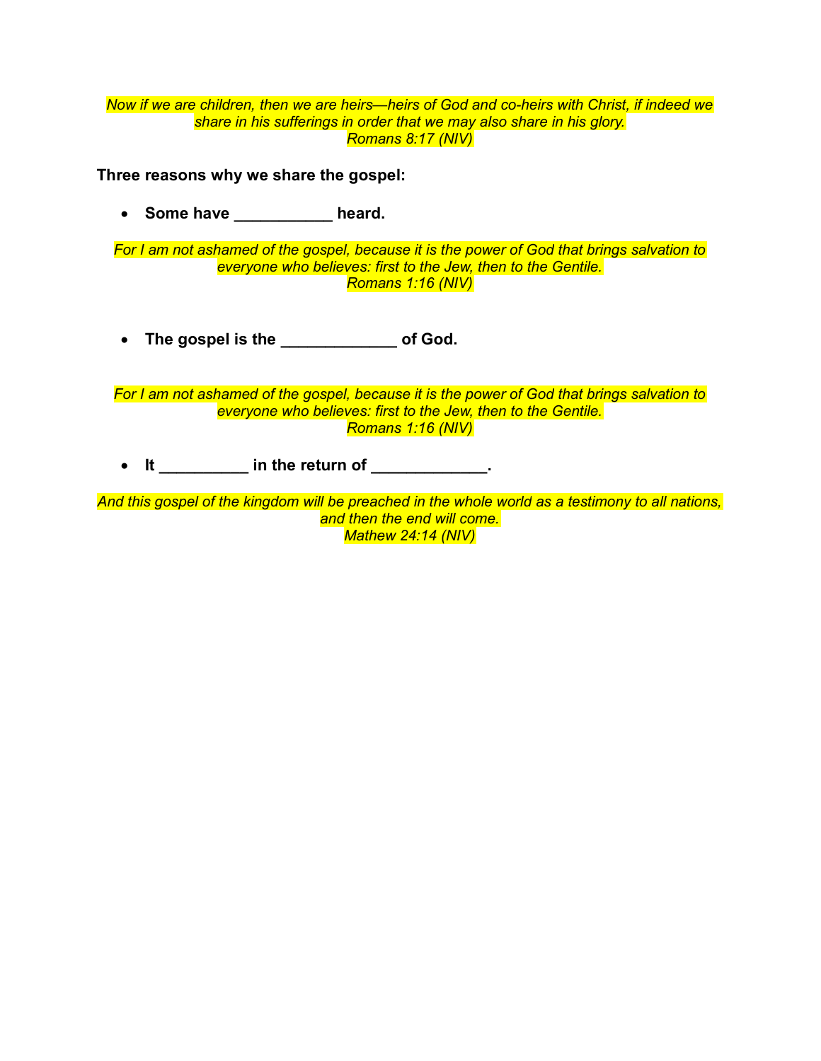*Now if we are children, then we are heirs—heirs of God and co-heirs with Christ, if indeed we share in his sufferings in order that we may also share in his glory.*
*Romans 8:17 (NIV)*

**Three reasons why we share the gospel:**

- **Some have ___________ heard.**

*For I am not ashamed of the gospel, because it is the power of God that brings salvation to everyone who believes: first to the Jew, then to the Gentile.*
*Romans 1:16 (NIV)*

- **The gospel is the _____________ of God.**

*For I am not ashamed of the gospel, because it is the power of God that brings salvation to everyone who believes: first to the Jew, then to the Gentile.*
*Romans 1:16 (NIV)*

- **It __________ in the return of _____________.**

*And this gospel of the kingdom will be preached in the whole world as a testimony to all nations, and then the end will come.*
*Mathew 24:14 (NIV)*